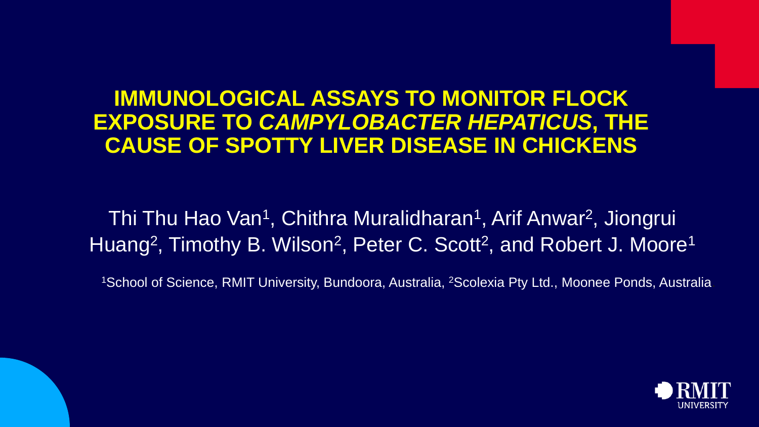# IMMUNOLOGICAL ASSAYS TO MONITOR FLOCK EXPOSURE TO *CAMPYLOBACTER HEPATICUS*, THE CAUSE OF SPOTTY LIVER DISEASE IN CHICKENS

Thi Thu Hao Van[1], Chithra Muralidharan[1], Arif Anwar[2], Jiongrui Huang[2], Timothy B. Wilson[2], Peter C. Scott[2], and Robert J. Moore[1]

[1]School of Science, RMIT University, Bundoora, Australia, [2]Scolexia Pty Ltd., Moonee Ponds, Australia

RMIT UNIVERSITY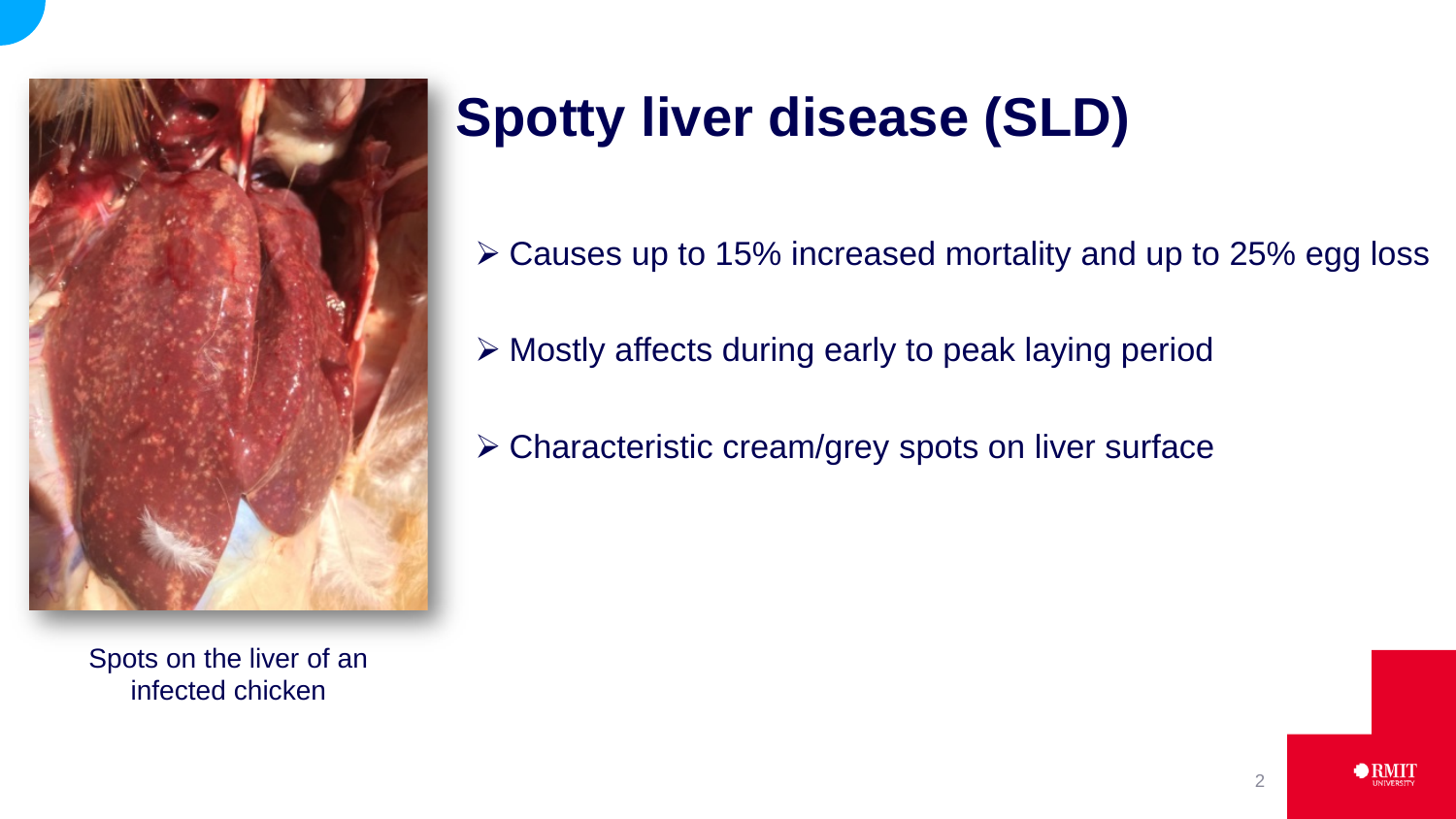# Spotty liver disease (SLD)

- Causes up to 15% increased mortality and up to 25% egg loss
- Mostly affects during early to peak laying period
- Characteristic cream/grey spots on liver surface

Spots on the liver of an infected chicken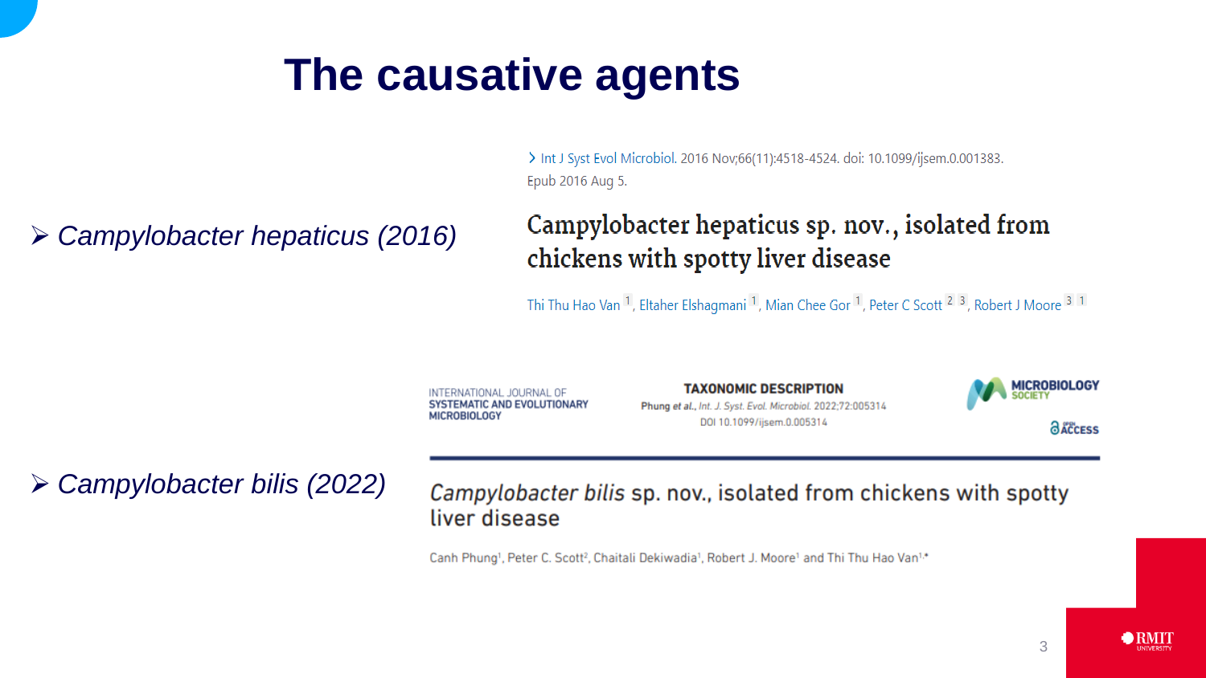# The causative agents

- *Campylobacter hepaticus (2016)*

> Int J Syst Evol Microbiol. 2016 Nov;66(11):4518-4524. doi: 10.1099/ijsem.0.001383. Epub 2016 Aug 5.

**Campylobacter hepaticus sp. nov., isolated from chickens with spotty liver disease**

Thi Thu Hao Van[1], Eltaher Elshagmani[1], Mian Chee Gor[1], Peter C Scott[2,3], Robert J Moore[3,1]

- *Campylobacter bilis (2022)*

INTERNATIONAL JOURNAL OF SYSTEMATIC AND EVOLUTIONARY MICROBIOLOGY

**TAXONOMIC DESCRIPTION**

Phung *et al.*, *Int. J. Syst. Evol. Microbiol.* 2022;72:005314

DOI 10.1099/ijsem.0.005314

MICROBIOLOGY SOCIETY

OPEN ACCESS

***Campylobacter bilis*** **sp. nov., isolated from chickens with spotty liver disease**

Canh Phung[1], Peter C. Scott[2], Chaitali Dekiwadia[1], Robert J. Moore[1] and Thi Thu Hao Van[1,*]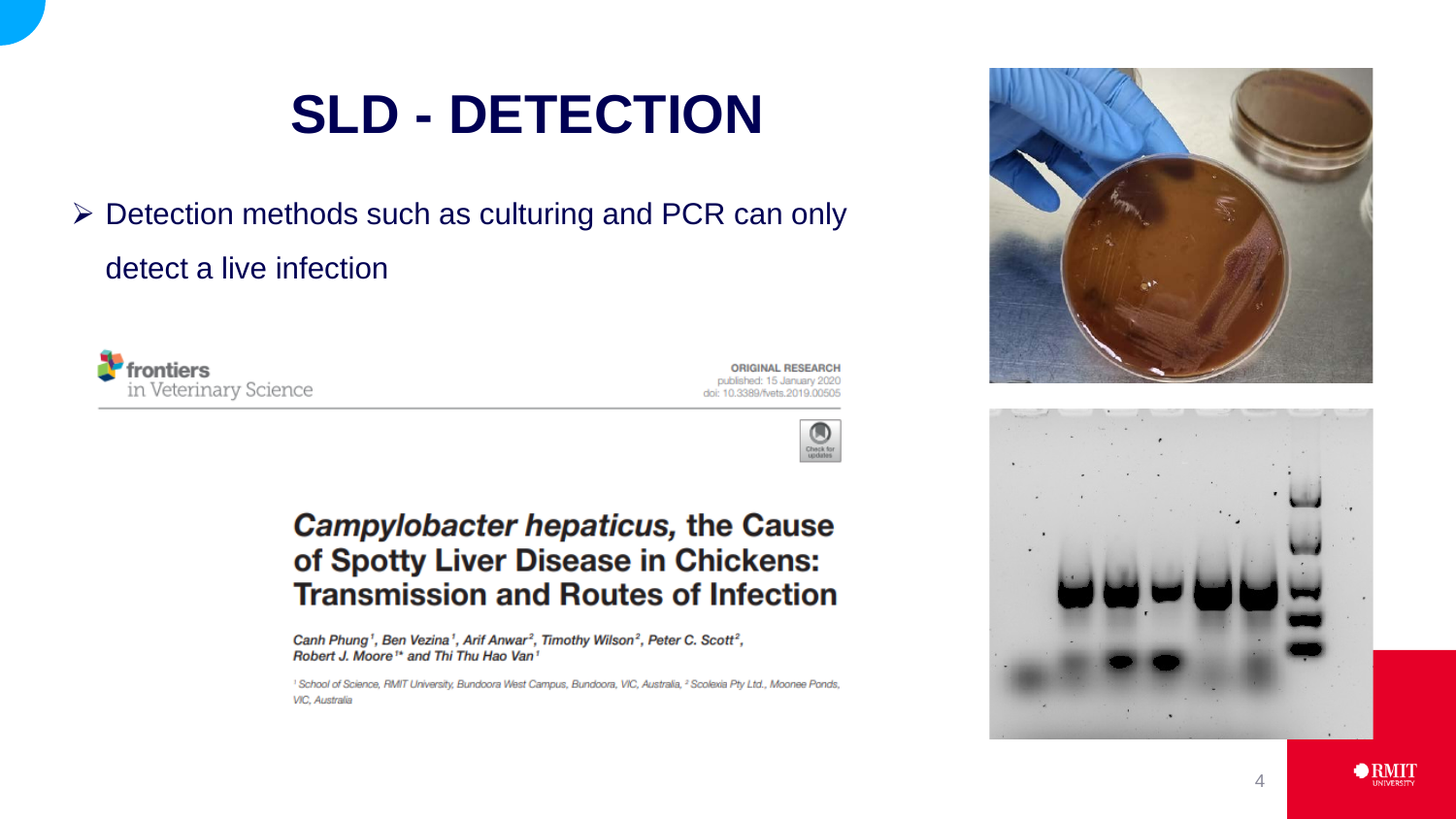# SLD - DETECTION

- Detection methods such as culturing and PCR can only detect a live infection

frontiers in Veterinary Science

ORIGINAL RESEARCH
published: 15 January 2020
doi: 10.3389/fvets.2019.00505

## *Campylobacter hepaticus*, the Cause of Spotty Liver Disease in Chickens: Transmission and Routes of Infection

Canh Phung[1], Ben Vezina[1], Arif Anwar[2], Timothy Wilson[2], Peter C. Scott[2], Robert J. Moore[1*] and Thi Thu Hao Van[1]

[1] School of Science, RMIT University, Bundoora West Campus, Bundoora, VIC, Australia, [2] Scolexia Pty Ltd., Moonee Ponds, VIC, Australia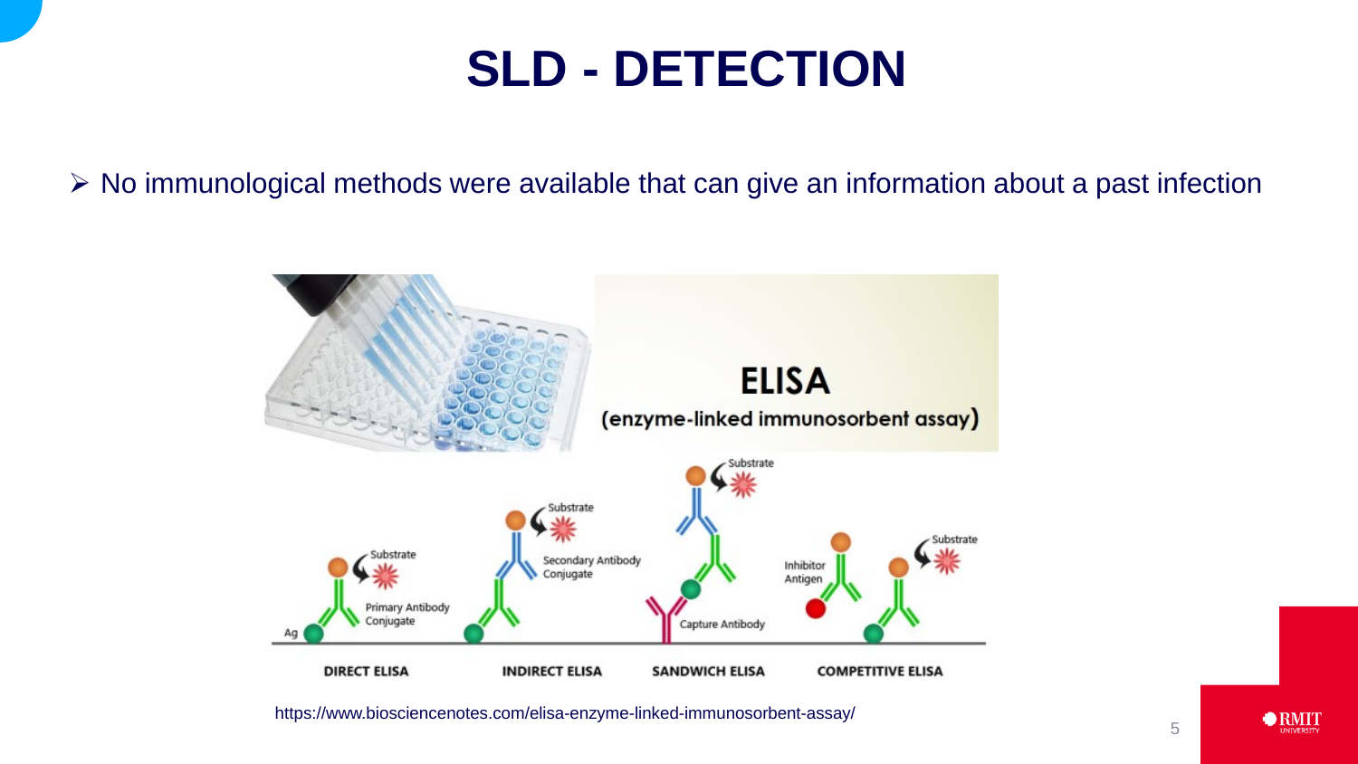# SLD - DETECTION

- No immunological methods were available that can give an information about a past infection

https://www.biosciencenotes.com/elisa-enzyme-linked-immunosorbent-assay/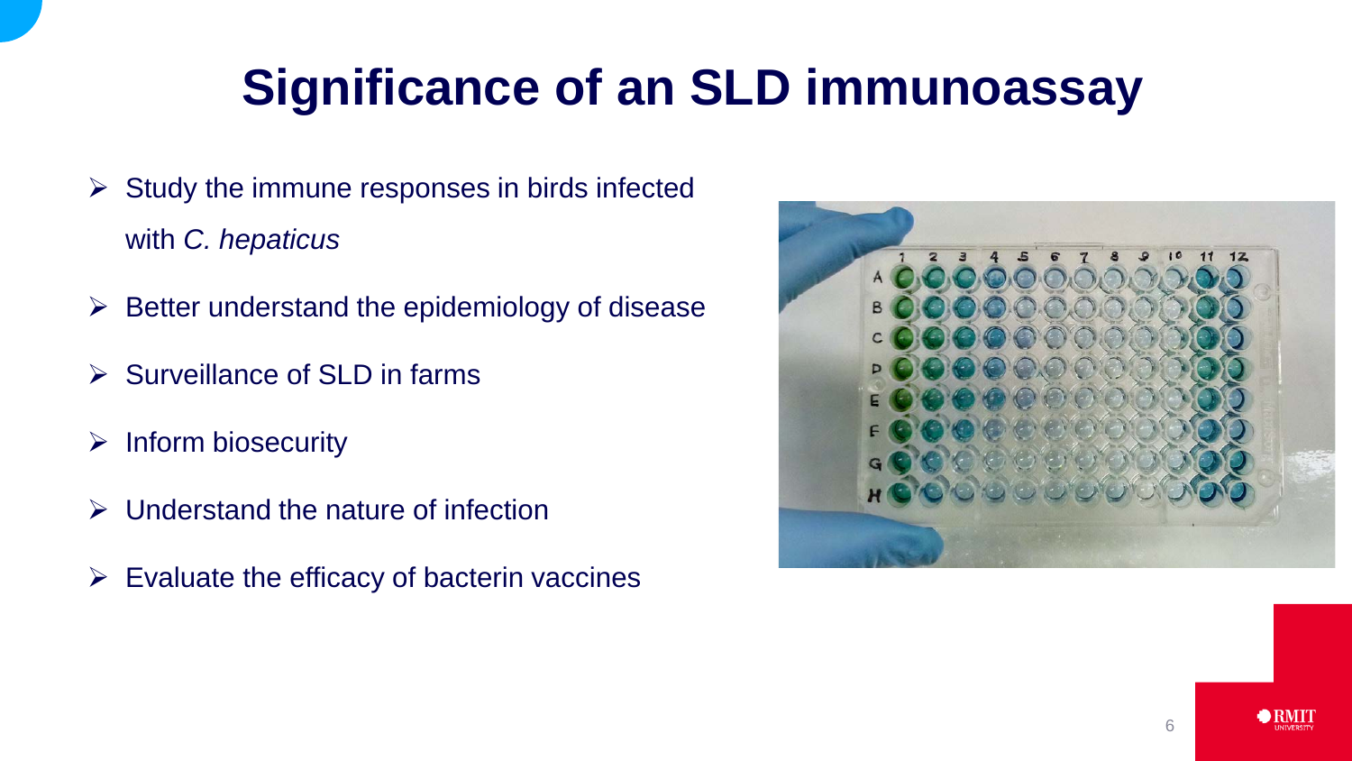# Significance of an SLD immunoassay

- Study the immune responses in birds infected with *C. hepaticus*
- Better understand the epidemiology of disease
- Surveillance of SLD in farms
- Inform biosecurity
- Understand the nature of infection
- Evaluate the efficacy of bacterin vaccines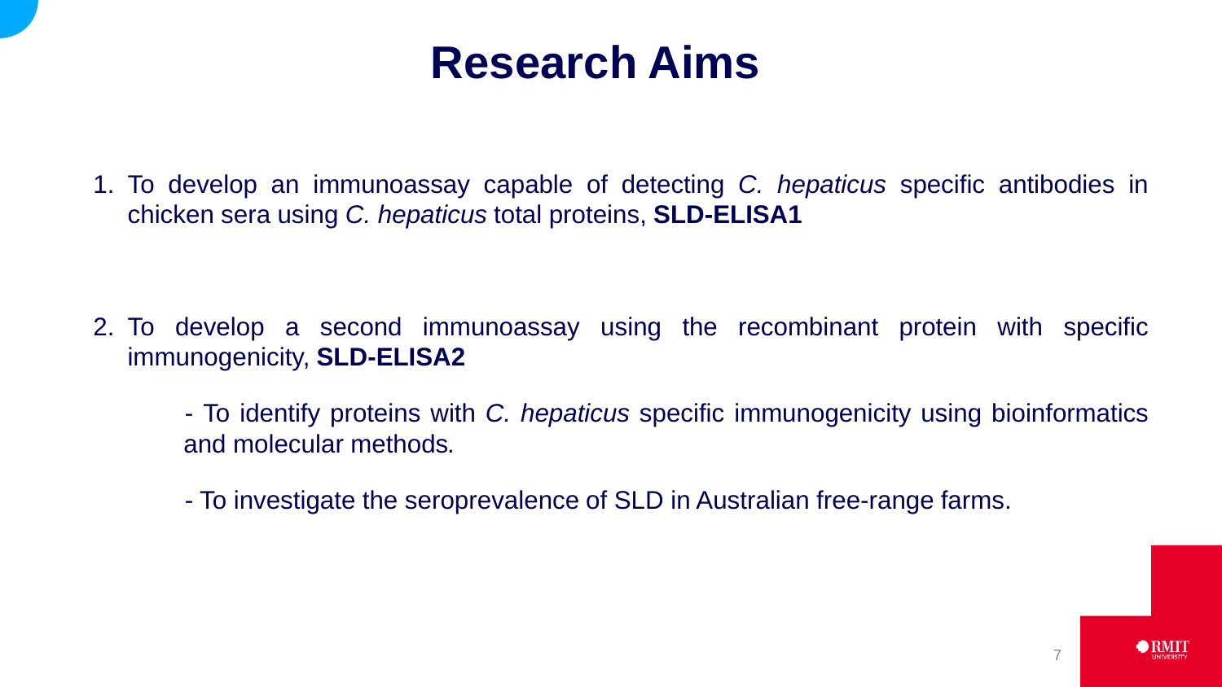# Research Aims

1. To develop an immunoassay capable of detecting *C. hepaticus* specific antibodies in chicken sera using *C. hepaticus* total proteins, **SLD-ELISA1**

2. To develop a second immunoassay using the recombinant protein with specific immunogenicity, **SLD-ELISA2**

   - To identify proteins with *C. hepaticus* specific immunogenicity using bioinformatics and molecular methods.

   - To investigate the seroprevalence of SLD in Australian free-range farms.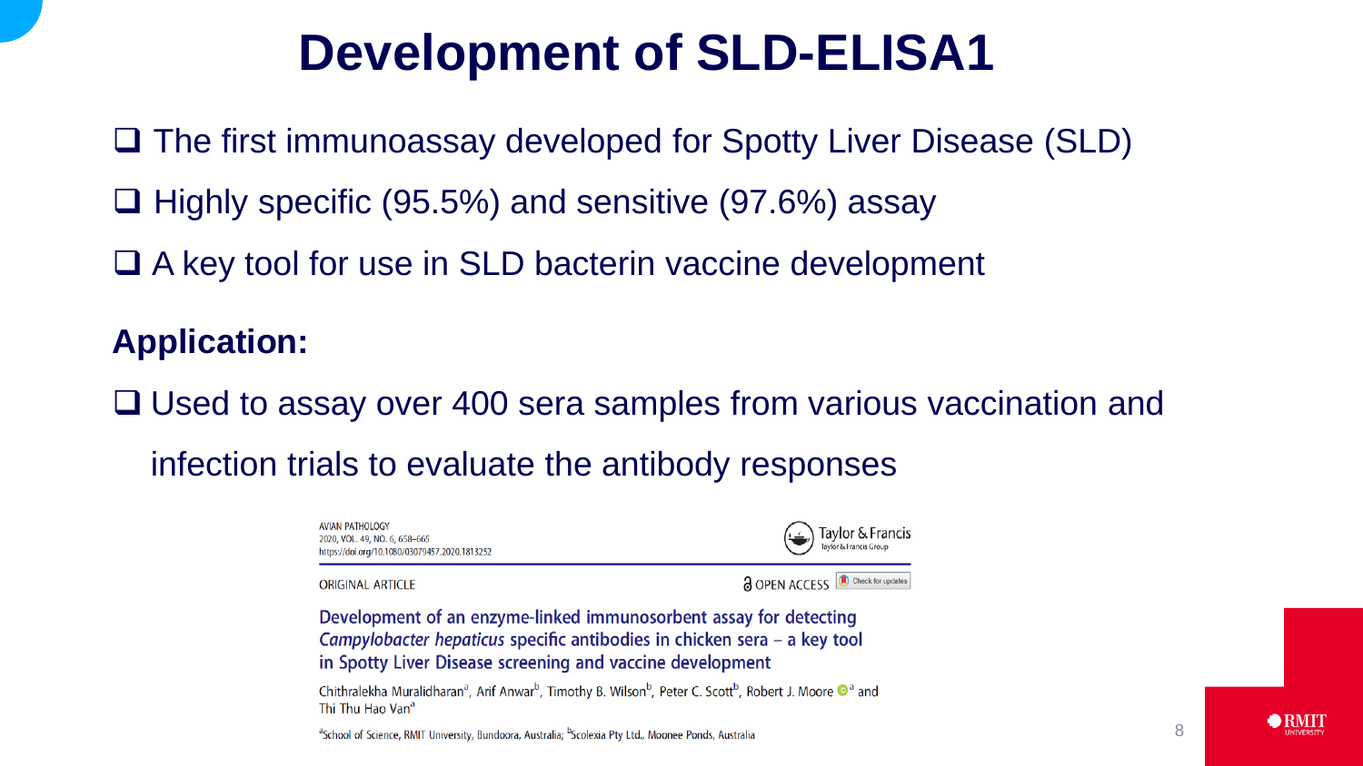# Development of SLD-ELISA1

- ❑ The first immunoassay developed for Spotty Liver Disease (SLD)
- ❑ Highly specific (95.5%) and sensitive (97.6%) assay
- ❑ A key tool for use in SLD bacterin vaccine development

**Application:**

- ❑ Used to assay over 400 sera samples from various vaccination and infection trials to evaluate the antibody responses

AVIAN PATHOLOGY
2020, VOL. 49, NO. 6, 658–665
https://doi.org/10.1080/03079457.2020.1813252

Taylor & Francis
Taylor & Francis Group

ORIGINAL ARTICLE

OPEN ACCESS

Check for updates

**Development of an enzyme-linked immunosorbent assay for detecting *Campylobacter hepaticus* specific antibodies in chicken sera – a key tool in Spotty Liver Disease screening and vaccine development**

Chithralekha Muralidharan[a], Arif Anwar[b], Timothy B. Wilson[b], Peter C. Scott[b], Robert J. Moore[a] and Thi Thu Hao Van[a]

[a]School of Science, RMIT University, Bundoora, Australia; [b]Scolexia Pty Ltd., Moonee Ponds, Australia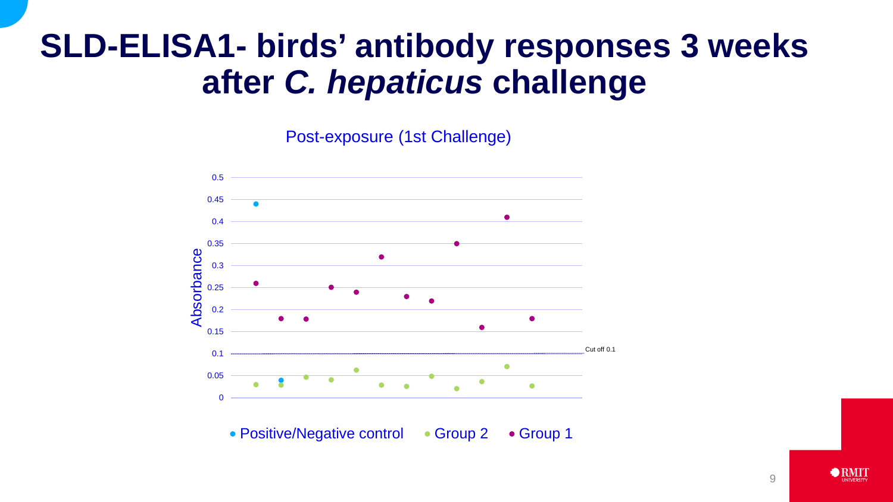# SLD-ELISA1- birds' antibody responses 3 weeks after *C. hepaticus* challenge

Post-exposure (1st Challenge)

Absorbance

Cut off 0.1

• Positive/Negative control • Group 2 • Group 1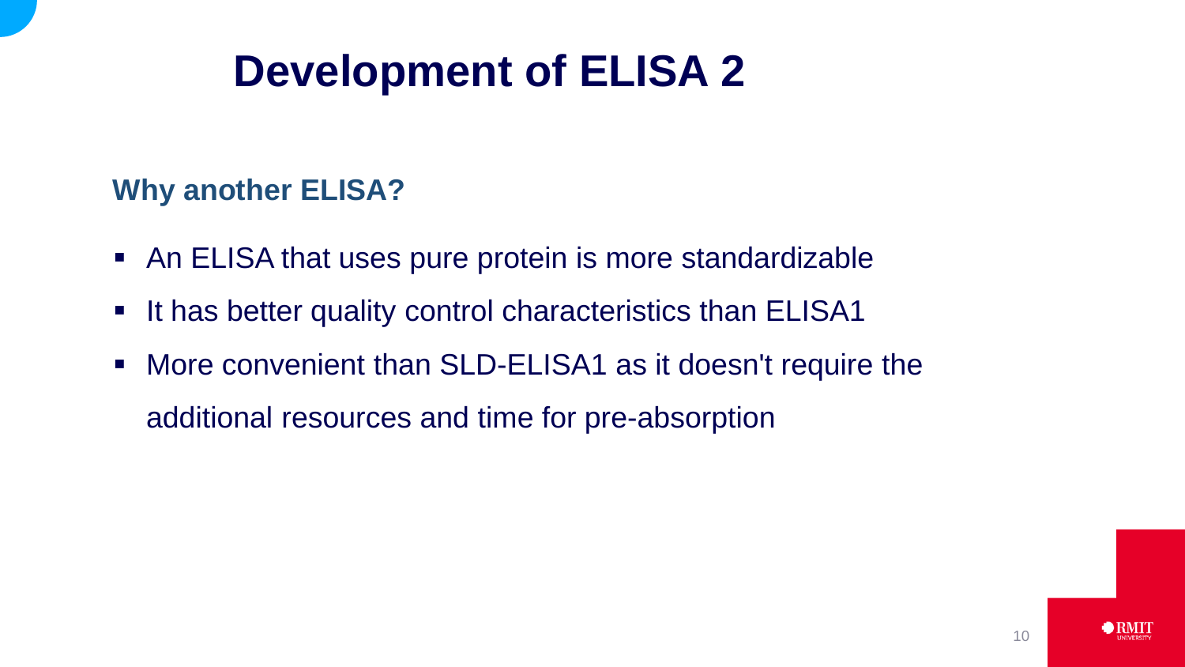# Development of ELISA 2

### Why another ELISA?

- An ELISA that uses pure protein is more standardizable
- It has better quality control characteristics than ELISA1
- More convenient than SLD-ELISA1 as it doesn't require the additional resources and time for pre-absorption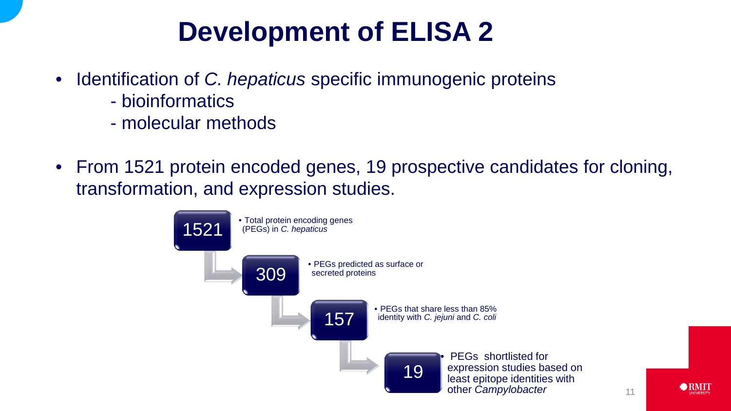# Development of ELISA 2

- Identification of *C. hepaticus* specific immunogenic proteins
  - bioinformatics
  - molecular methods
- From 1521 protein encoded genes, 19 prospective candidates for cloning, transformation, and expression studies.

**1521**
- Total protein encoding genes (PEGs) in *C. hepaticus*

**309**
- PEGs predicted as surface or secreted proteins

**157**
- PEGs that share less than 85% identity with *C. jejuni* and *C. coli*

**19**
- PEGs shortlisted for expression studies based on least epitope identities with other *Campylobacter*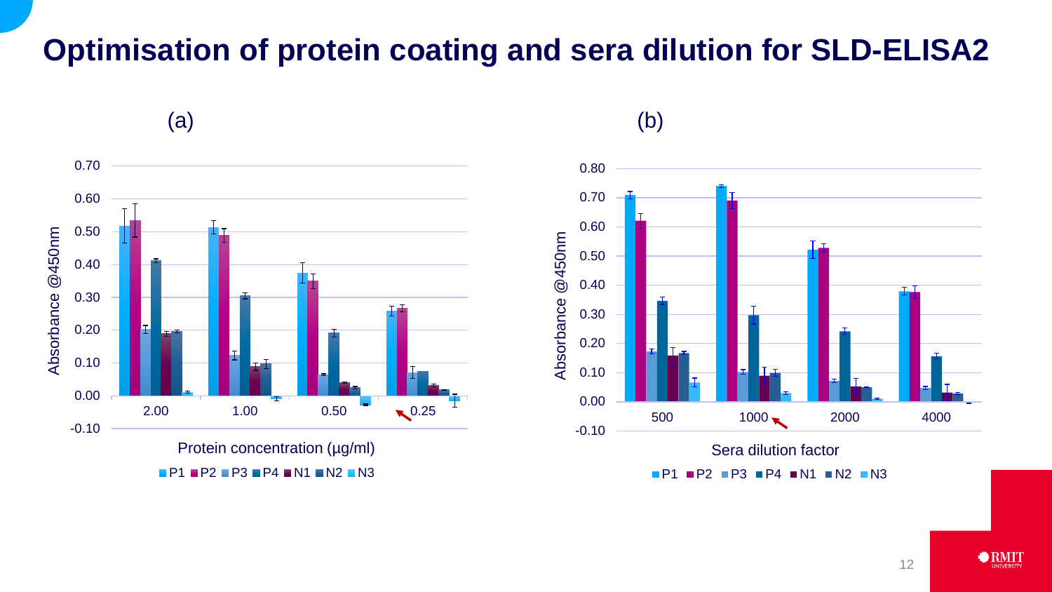# Optimisation of protein coating and sera dilution for SLD-ELISA2

(a)

Absorbance @450nm

Protein concentration (µg/ml)

P1 P2 P3 P4 N1 N2 N3

(b)

Absorbance @450nm

Sera dilution factor

P1 P2 P3 P4 N1 N2 N3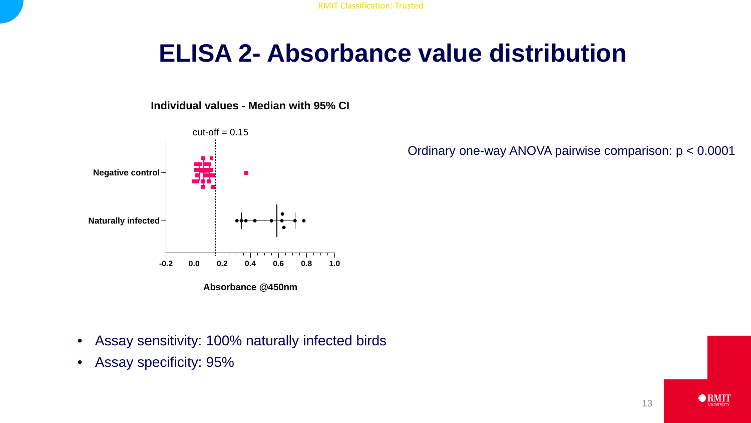# ELISA 2- Absorbance value distribution

**Individual values - Median with 95% CI**

cut-off = 0.15

**Negative control**

**Naturally infected**

**-0.2** **0.0** **0.2** **0.4** **0.6** **0.8** **1.0**

**Absorbance @450nm**

Ordinary one-way ANOVA pairwise comparison: $p < 0.0001$

- Assay sensitivity: 100% naturally infected birds
- Assay specificity: 95%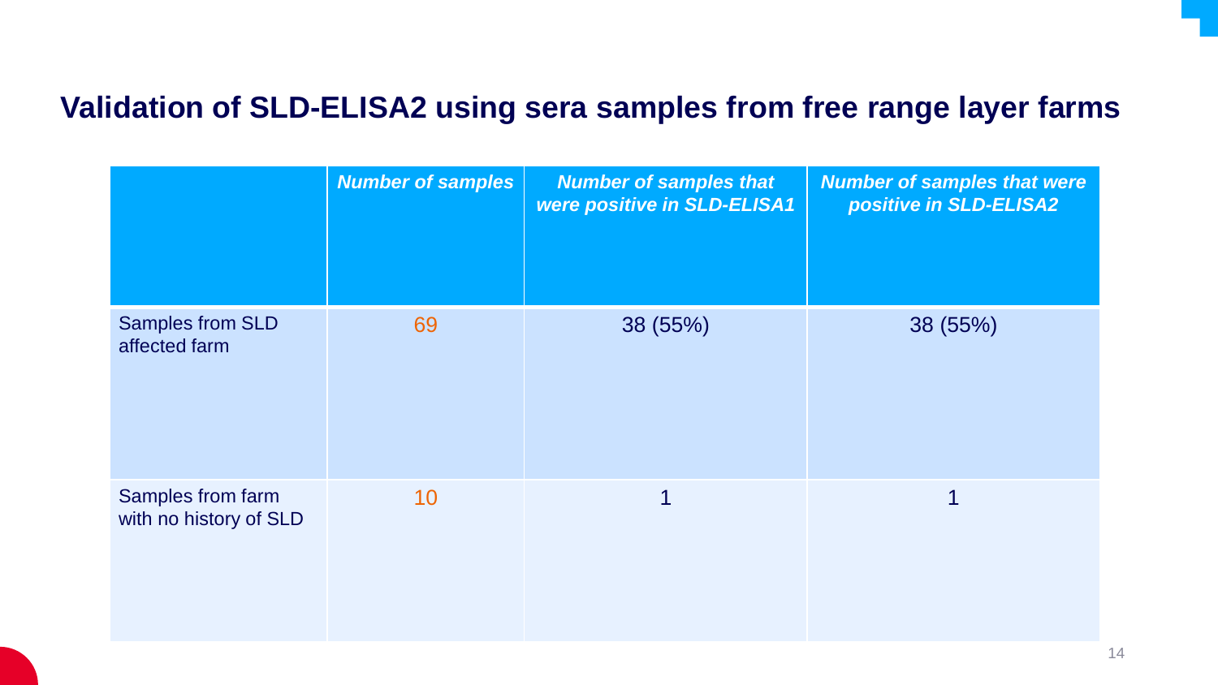## Validation of SLD-ELISA2 using sera samples from free range layer farms

| | Number of samples | Number of samples that were positive in SLD-ELISA1 | Number of samples that were positive in SLD-ELISA2 |
|---|---|---|---|
| Samples from SLD affected farm | 69 | 38 (55%) | 38 (55%) |
| Samples from farm with no history of SLD | 10 | 1 | 1 |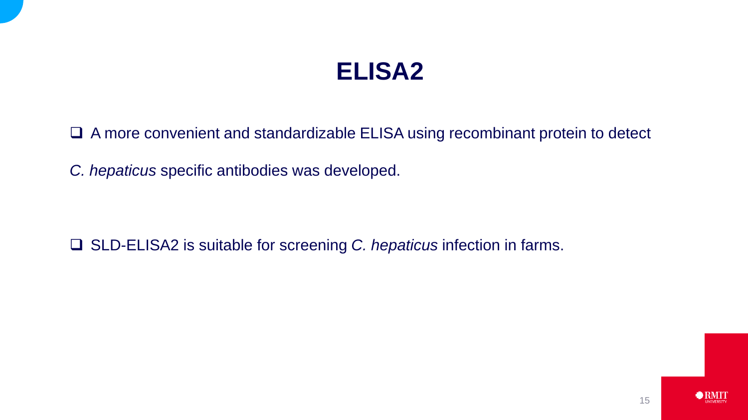# ELISA2

- A more convenient and standardizable ELISA using recombinant protein to detect *C. hepaticus* specific antibodies was developed.

- SLD-ELISA2 is suitable for screening *C. hepaticus* infection in farms.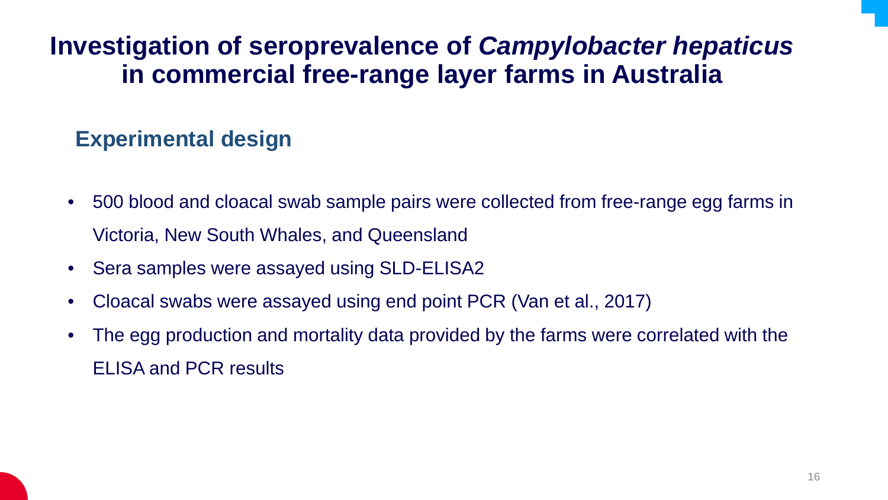# Investigation of seroprevalence of *Campylobacter hepaticus* in commercial free-range layer farms in Australia

## Experimental design

- 500 blood and cloacal swab sample pairs were collected from free-range egg farms in Victoria, New South Whales, and Queensland
- Sera samples were assayed using SLD-ELISA2
- Cloacal swabs were assayed using end point PCR (Van et al., 2017)
- The egg production and mortality data provided by the farms were correlated with the ELISA and PCR results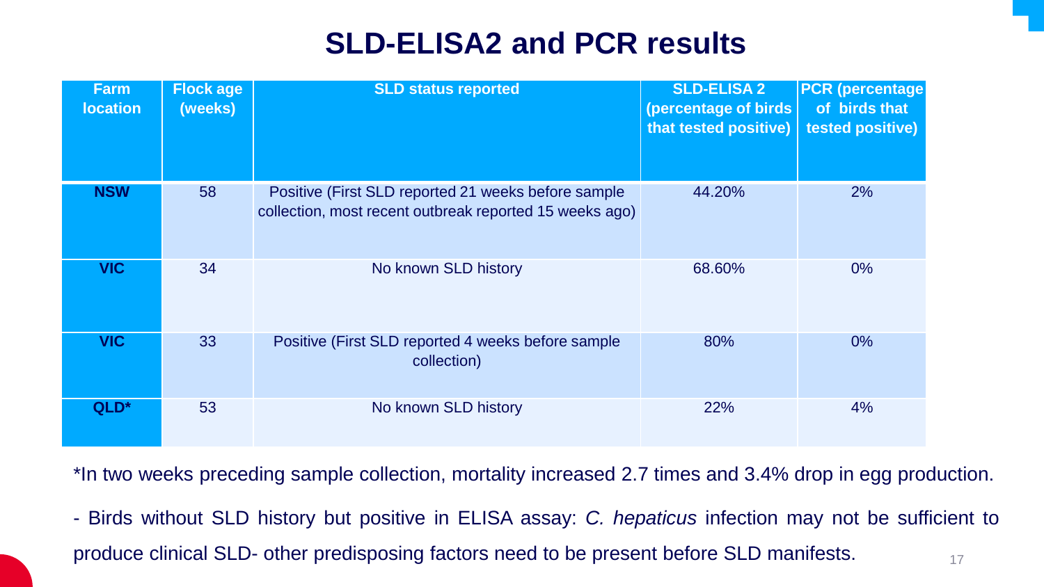# SLD-ELISA2 and PCR results

| Farm location | Flock age (weeks) | SLD status reported | SLD-ELISA 2 (percentage of birds that tested positive) | PCR (percentage of birds that tested positive) |
|---|---|---|---|---|
| NSW | 58 | Positive (First SLD reported 21 weeks before sample collection, most recent outbreak reported 15 weeks ago) | 44.20% | 2% |
| VIC | 34 | No known SLD history | 68.60% | 0% |
| VIC | 33 | Positive (First SLD reported 4 weeks before sample collection) | 80% | 0% |
| QLD* | 53 | No known SLD history | 22% | 4% |

*In two weeks preceding sample collection, mortality increased 2.7 times and 3.4% drop in egg production.

- Birds without SLD history but positive in ELISA assay: *C. hepaticus* infection may not be sufficient to produce clinical SLD- other predisposing factors need to be present before SLD manifests.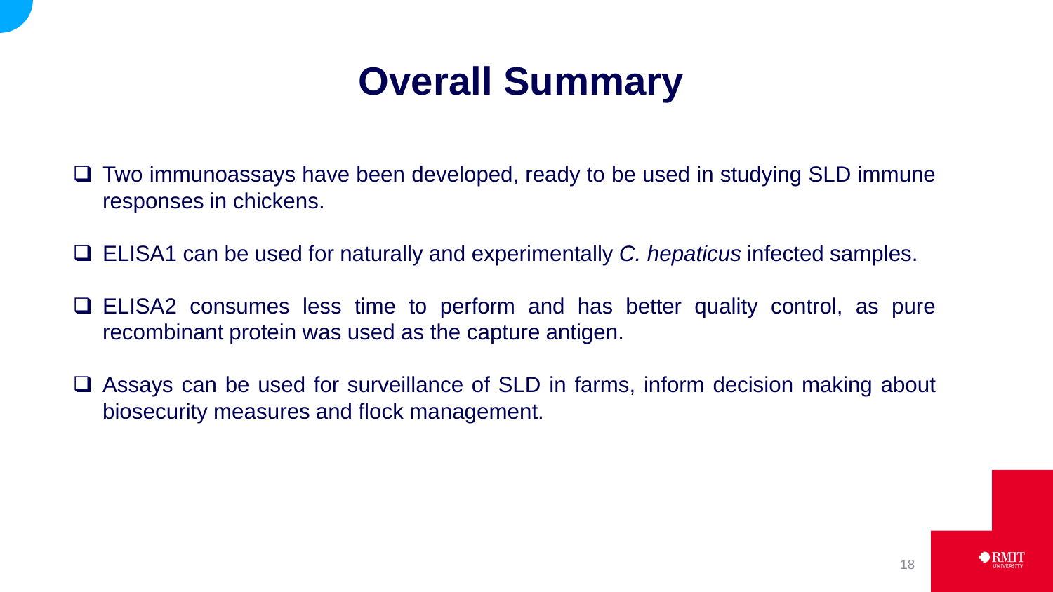# Overall Summary

- Two immunoassays have been developed, ready to be used in studying SLD immune responses in chickens.
- ELISA1 can be used for naturally and experimentally *C. hepaticus* infected samples.
- ELISA2 consumes less time to perform and has better quality control, as pure recombinant protein was used as the capture antigen.
- Assays can be used for surveillance of SLD in farms, inform decision making about biosecurity measures and flock management.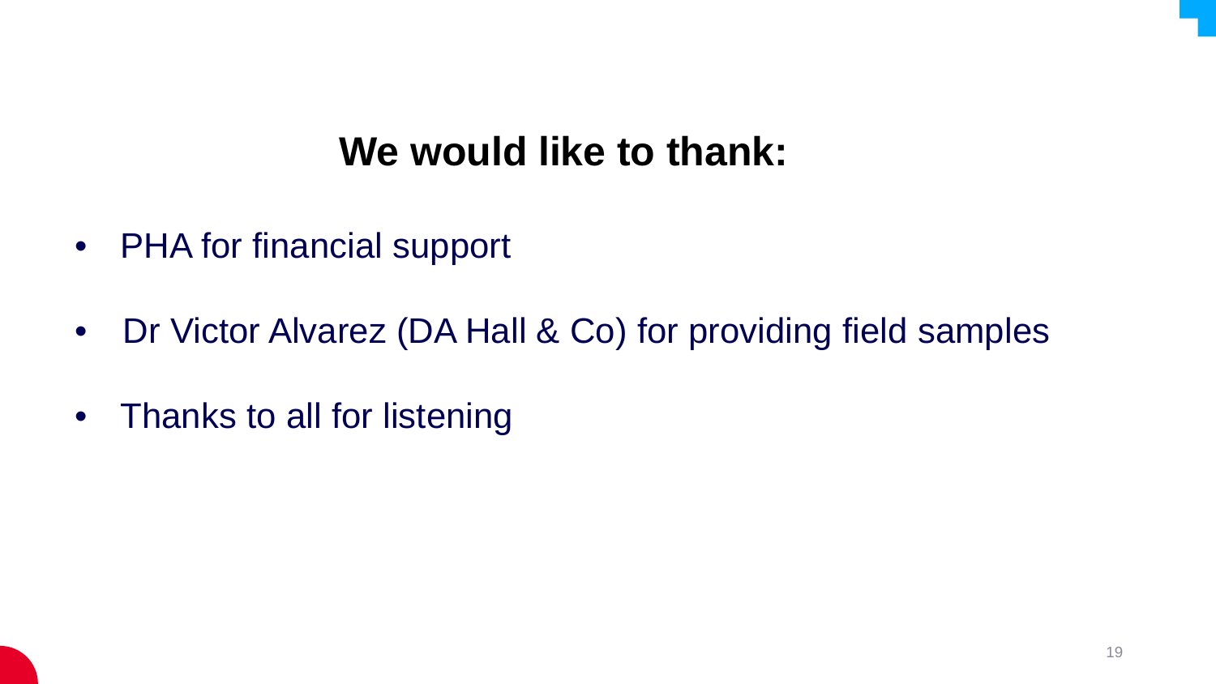## We would like to thank:

- PHA for financial support
- Dr Victor Alvarez (DA Hall & Co) for providing field samples
- Thanks to all for listening